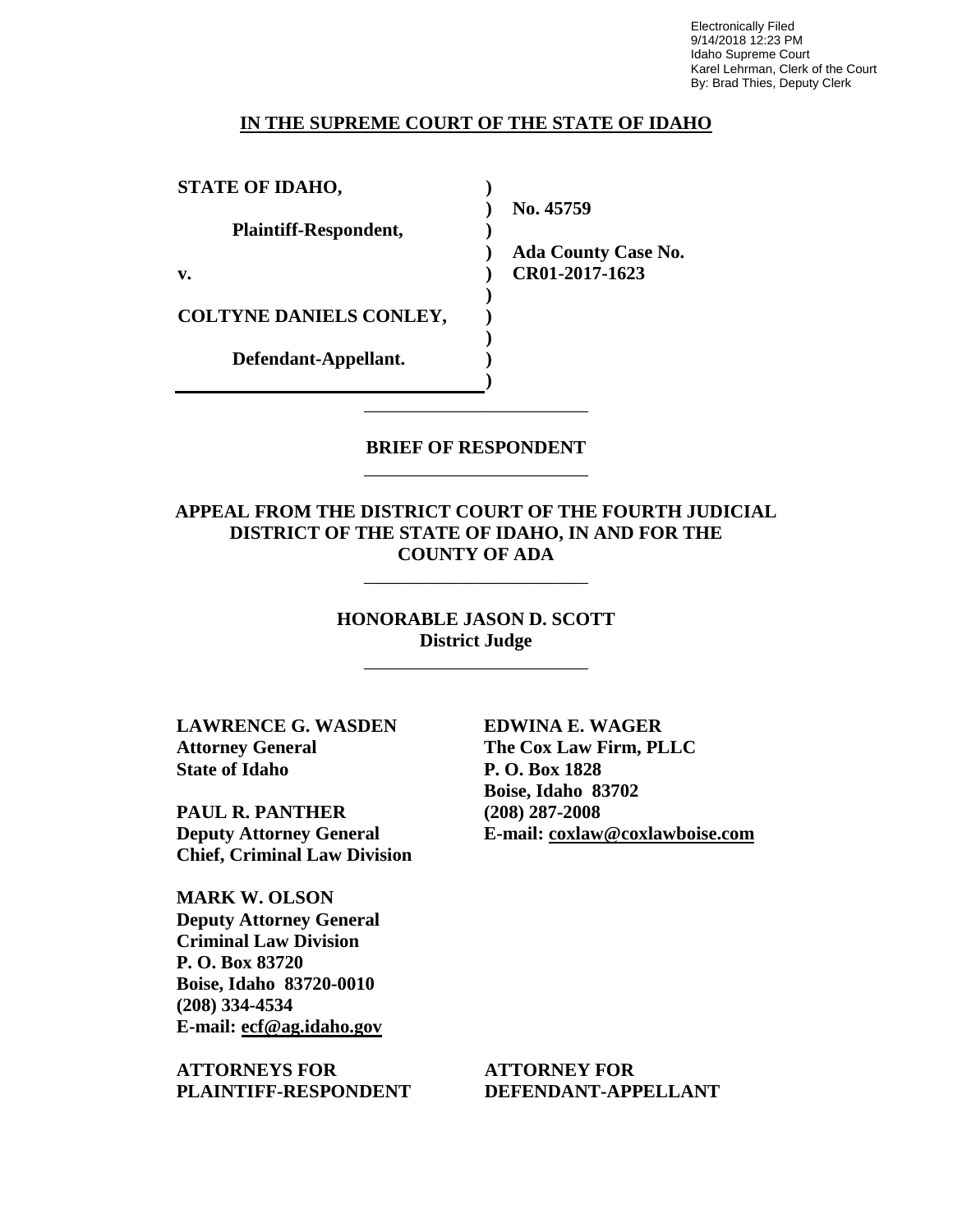Electronically Filed
9/14/2018 12:23 PM
Idaho Supreme Court
Karel Lehrman, Clerk of the Court
By: Brad Thies, Deputy Clerk

**IN THE SUPREME COURT OF THE STATE OF IDAHO**

| | | |
|---|---|---|
| **STATE OF IDAHO,** | ) | |
| | ) | **No. 45759** |
| **Plaintiff-Respondent,** | ) | |
| | ) | **Ada County Case No.** |
| **v.** | ) | **CR01-2017-1623** |
| | ) | |
| **COLTYNE DANIELS CONLEY,** | ) | |
| | ) | |
| **Defendant-Appellant.** | ) | |
| | ) | |

---

**BRIEF OF RESPONDENT**

---

**APPEAL FROM THE DISTRICT COURT OF THE FOURTH JUDICIAL DISTRICT OF THE STATE OF IDAHO, IN AND FOR THE COUNTY OF ADA**

---

**HONORABLE JASON D. SCOTT**
**District Judge**

---

**LAWRENCE G. WASDEN**
**Attorney General**
**State of Idaho**

**PAUL R. PANTHER**
**Deputy Attorney General**
**Chief, Criminal Law Division**

**MARK W. OLSON**
**Deputy Attorney General**
**Criminal Law Division**
**P. O. Box 83720**
**Boise, Idaho 83720-0010**
**(208) 334-4534**
**E-mail: ecf@ag.idaho.gov**

**ATTORNEYS FOR PLAINTIFF-RESPONDENT**

**EDWINA E. WAGER**
**The Cox Law Firm, PLLC**
**P. O. Box 1828**
**Boise, Idaho 83702**
**(208) 287-2008**
**E-mail: coxlaw@coxlawboise.com**

**ATTORNEY FOR DEFENDANT-APPELLANT**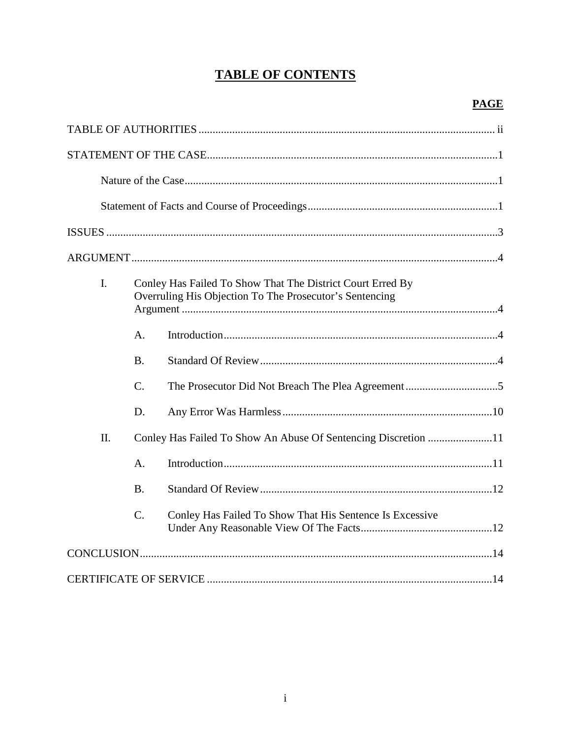# TABLE OF CONTENTS

**PAGE**

TABLE OF AUTHORITIES ........................................................................................................ ii

STATEMENT OF THE CASE.......................................................................................................1

Nature of the Case...............................................................................................................1

Statement of Facts and Course of Proceedings...................................................................1

ISSUES ...........................................................................................................................................3

ARGUMENT..................................................................................................................................4

I. Conley Has Failed To Show That The District Court Erred By Overruling His Objection To The Prosecutor's Sentencing Argument ................................................................................................4

A. Introduction.................................................................................................4

B. Standard Of Review....................................................................................4

C. The Prosecutor Did Not Breach The Plea Agreement.................................5

D. Any Error Was Harmless..........................................................................10

II. Conley Has Failed To Show An Abuse Of Sentencing Discretion .......................11

A. Introduction...............................................................................................11

B. Standard Of Review..................................................................................12

C. Conley Has Failed To Show That His Sentence Is Excessive Under Any Reasonable View Of The Facts..............................................12

CONCLUSION.............................................................................................................................14

CERTIFICATE OF SERVICE .....................................................................................................14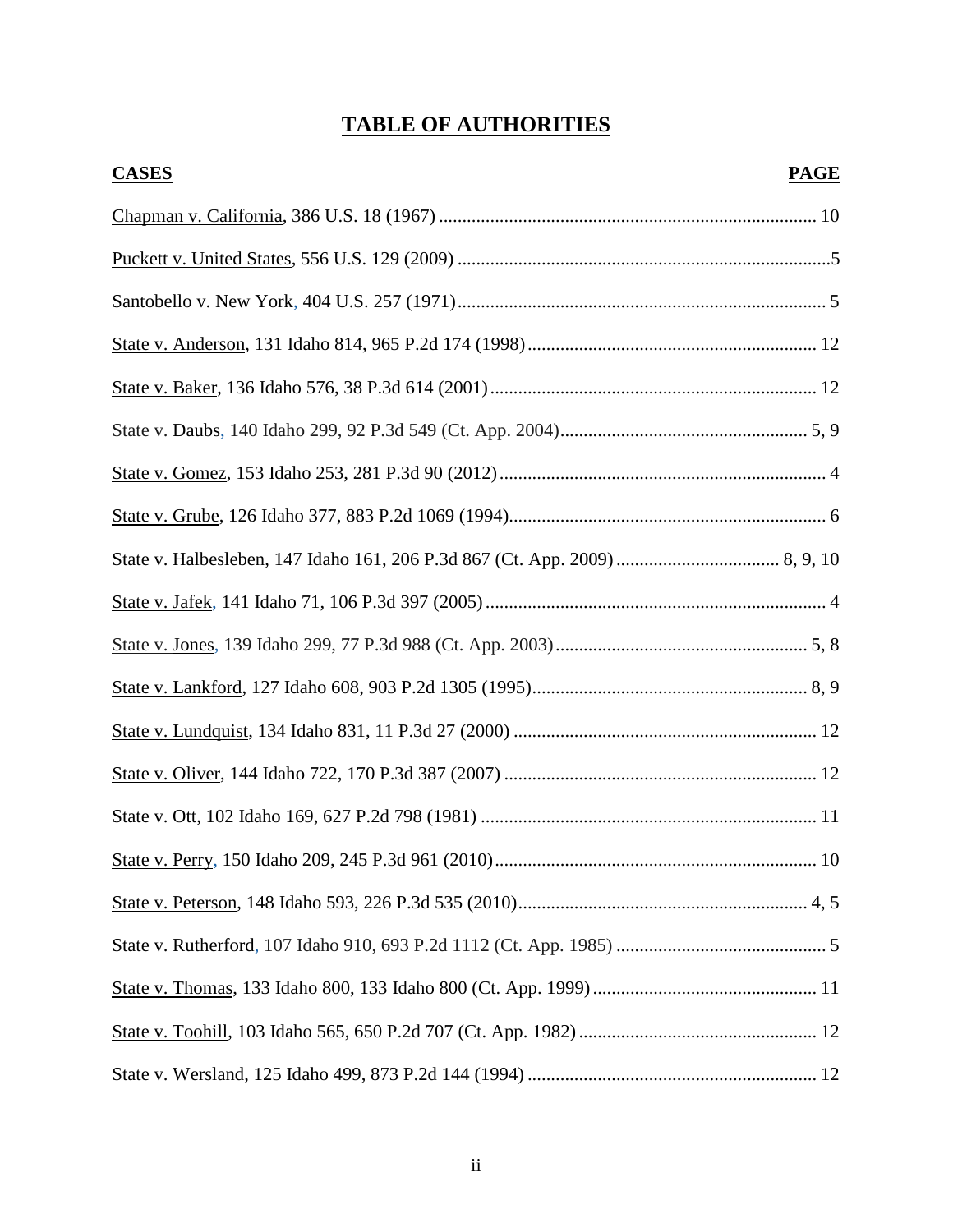# TABLE OF AUTHORITIES

| CASES | PAGE |
| --- | --- |
| Chapman v. California, 386 U.S. 18 (1967) | 10 |
| Puckett v. United States, 556 U.S. 129 (2009) | 5 |
| Santobello v. New York, 404 U.S. 257 (1971) | 5 |
| State v. Anderson, 131 Idaho 814, 965 P.2d 174 (1998) | 12 |
| State v. Baker, 136 Idaho 576, 38 P.3d 614 (2001) | 12 |
| State v. Daubs, 140 Idaho 299, 92 P.3d 549 (Ct. App. 2004) | 5, 9 |
| State v. Gomez, 153 Idaho 253, 281 P.3d 90 (2012) | 4 |
| State v. Grube, 126 Idaho 377, 883 P.2d 1069 (1994) | 6 |
| State v. Halbesleben, 147 Idaho 161, 206 P.3d 867 (Ct. App. 2009) | 8, 9, 10 |
| State v. Jafek, 141 Idaho 71, 106 P.3d 397 (2005) | 4 |
| State v. Jones, 139 Idaho 299, 77 P.3d 988 (Ct. App. 2003) | 5, 8 |
| State v. Lankford, 127 Idaho 608, 903 P.2d 1305 (1995) | 8, 9 |
| State v. Lundquist, 134 Idaho 831, 11 P.3d 27 (2000) | 12 |
| State v. Oliver, 144 Idaho 722, 170 P.3d 387 (2007) | 12 |
| State v. Ott, 102 Idaho 169, 627 P.2d 798 (1981) | 11 |
| State v. Perry, 150 Idaho 209, 245 P.3d 961 (2010) | 10 |
| State v. Peterson, 148 Idaho 593, 226 P.3d 535 (2010) | 4, 5 |
| State v. Rutherford, 107 Idaho 910, 693 P.2d 1112 (Ct. App. 1985) | 5 |
| State v. Thomas, 133 Idaho 800, 133 Idaho 800 (Ct. App. 1999) | 11 |
| State v. Toohill, 103 Idaho 565, 650 P.2d 707 (Ct. App. 1982) | 12 |
| State v. Wersland, 125 Idaho 499, 873 P.2d 144 (1994) | 12 |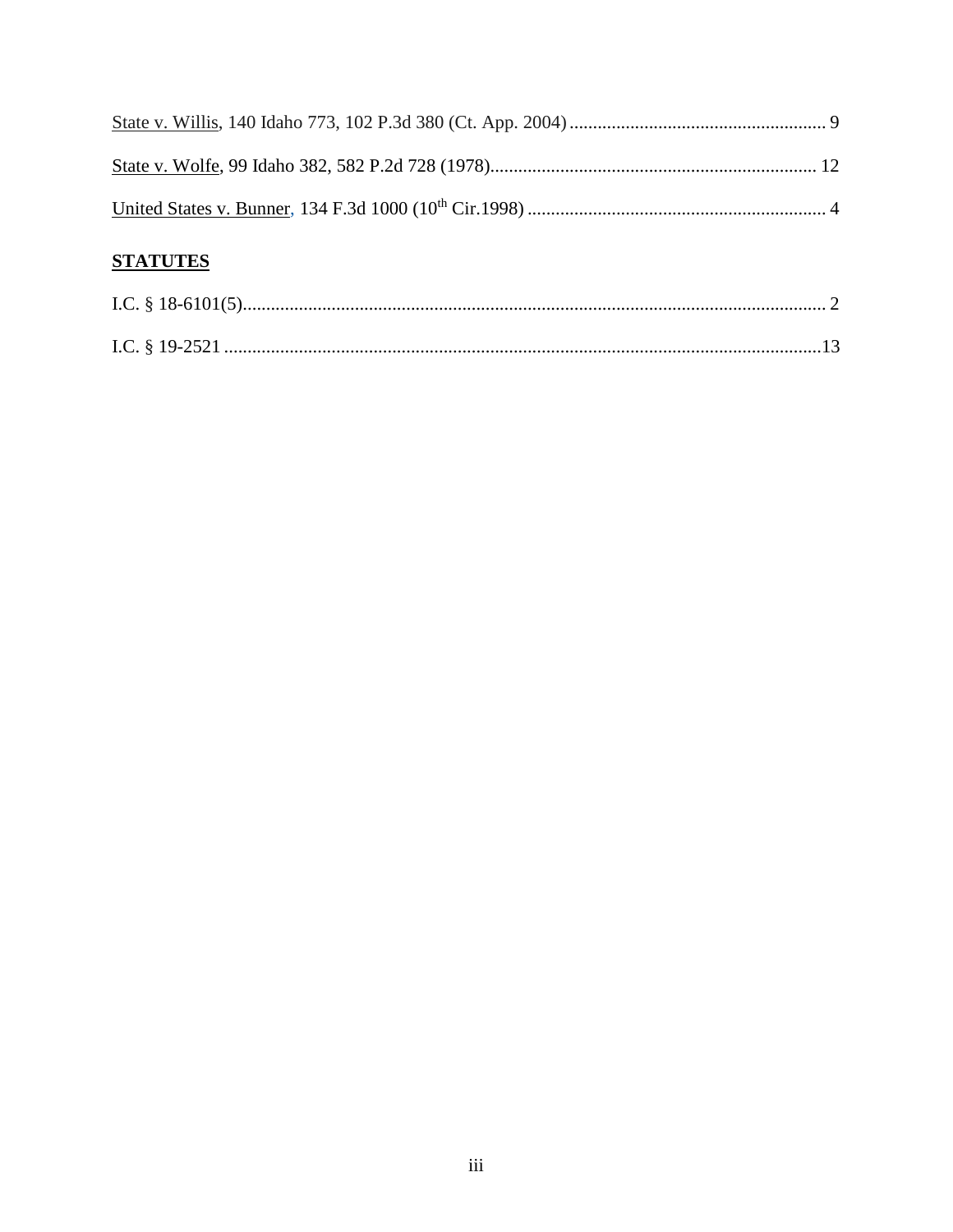State v. Willis, 140 Idaho 773, 102 P.3d 380 (Ct. App. 2004) ....................................................... 9

State v. Wolfe, 99 Idaho 382, 582 P.2d 728 (1978)...................................................................... 12

United States v. Bunner, 134 F.3d 1000 (10th Cir.1998) ................................................................ 4

## STATUTES

I.C. § 18-6101(5)............................................................................................................................. 2

I.C. § 19-2521 ................................................................................................................................13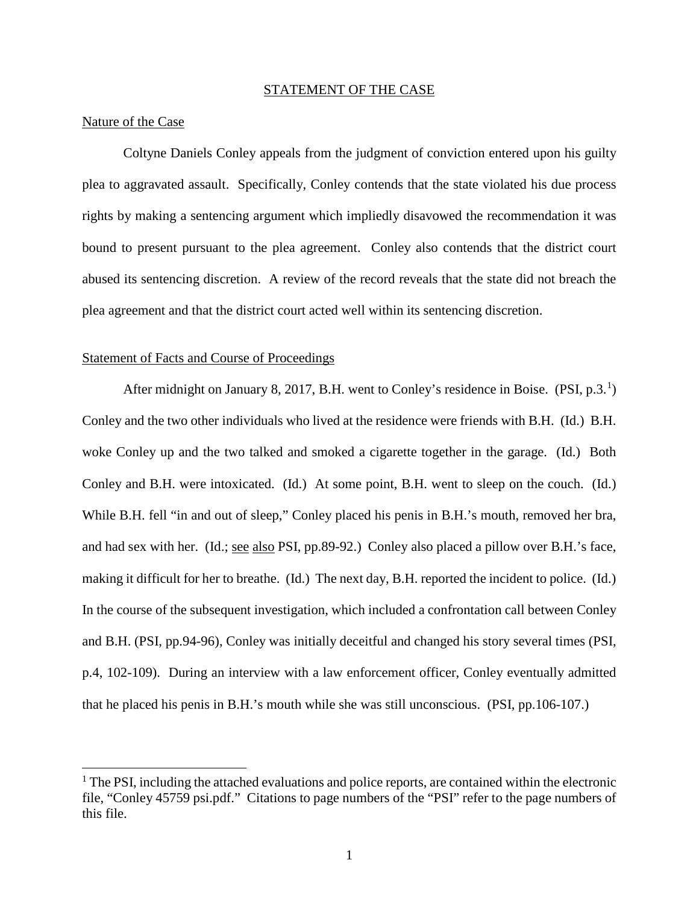## STATEMENT OF THE CASE

### Nature of the Case

Coltyne Daniels Conley appeals from the judgment of conviction entered upon his guilty plea to aggravated assault. Specifically, Conley contends that the state violated his due process rights by making a sentencing argument which impliedly disavowed the recommendation it was bound to present pursuant to the plea agreement. Conley also contends that the district court abused its sentencing discretion. A review of the record reveals that the state did not breach the plea agreement and that the district court acted well within its sentencing discretion.

### Statement of Facts and Course of Proceedings

After midnight on January 8, 2017, B.H. went to Conley's residence in Boise. (PSI, p.3.[1]) Conley and the two other individuals who lived at the residence were friends with B.H. (Id.) B.H. woke Conley up and the two talked and smoked a cigarette together in the garage. (Id.) Both Conley and B.H. were intoxicated. (Id.) At some point, B.H. went to sleep on the couch. (Id.) While B.H. fell "in and out of sleep," Conley placed his penis in B.H.'s mouth, removed her bra, and had sex with her. (Id.; see also PSI, pp.89-92.) Conley also placed a pillow over B.H.'s face, making it difficult for her to breathe. (Id.) The next day, B.H. reported the incident to police. (Id.) In the course of the subsequent investigation, which included a confrontation call between Conley and B.H. (PSI, pp.94-96), Conley was initially deceitful and changed his story several times (PSI, p.4, 102-109). During an interview with a law enforcement officer, Conley eventually admitted that he placed his penis in B.H.'s mouth while she was still unconscious. (PSI, pp.106-107.)

---

[1] The PSI, including the attached evaluations and police reports, are contained within the electronic file, "Conley 45759 psi.pdf." Citations to page numbers of the "PSI" refer to the page numbers of this file.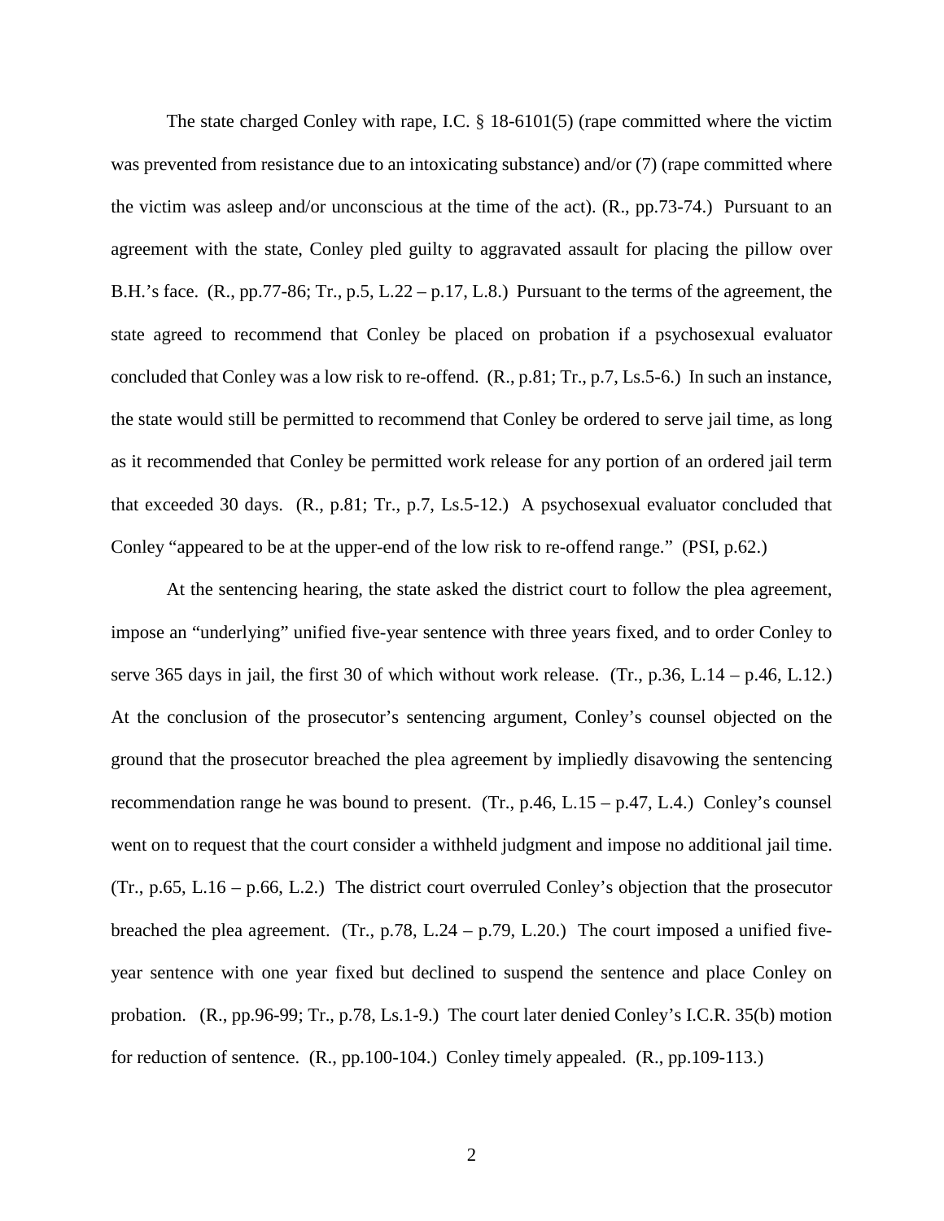The state charged Conley with rape, I.C. § 18-6101(5) (rape committed where the victim was prevented from resistance due to an intoxicating substance) and/or (7) (rape committed where the victim was asleep and/or unconscious at the time of the act). (R., pp.73-74.) Pursuant to an agreement with the state, Conley pled guilty to aggravated assault for placing the pillow over B.H.'s face. (R., pp.77-86; Tr., p.5, L.22 – p.17, L.8.) Pursuant to the terms of the agreement, the state agreed to recommend that Conley be placed on probation if a psychosexual evaluator concluded that Conley was a low risk to re-offend. (R., p.81; Tr., p.7, Ls.5-6.) In such an instance, the state would still be permitted to recommend that Conley be ordered to serve jail time, as long as it recommended that Conley be permitted work release for any portion of an ordered jail term that exceeded 30 days. (R., p.81; Tr., p.7, Ls.5-12.) A psychosexual evaluator concluded that Conley "appeared to be at the upper-end of the low risk to re-offend range." (PSI, p.62.)

At the sentencing hearing, the state asked the district court to follow the plea agreement, impose an "underlying" unified five-year sentence with three years fixed, and to order Conley to serve 365 days in jail, the first 30 of which without work release. (Tr., p.36, L.14 – p.46, L.12.) At the conclusion of the prosecutor's sentencing argument, Conley's counsel objected on the ground that the prosecutor breached the plea agreement by impliedly disavowing the sentencing recommendation range he was bound to present. (Tr., p.46, L.15 – p.47, L.4.) Conley's counsel went on to request that the court consider a withheld judgment and impose no additional jail time. (Tr., p.65, L.16 – p.66, L.2.) The district court overruled Conley's objection that the prosecutor breached the plea agreement. (Tr., p.78, L.24 – p.79, L.20.) The court imposed a unified five-year sentence with one year fixed but declined to suspend the sentence and place Conley on probation. (R., pp.96-99; Tr., p.78, Ls.1-9.) The court later denied Conley's I.C.R. 35(b) motion for reduction of sentence. (R., pp.100-104.) Conley timely appealed. (R., pp.109-113.)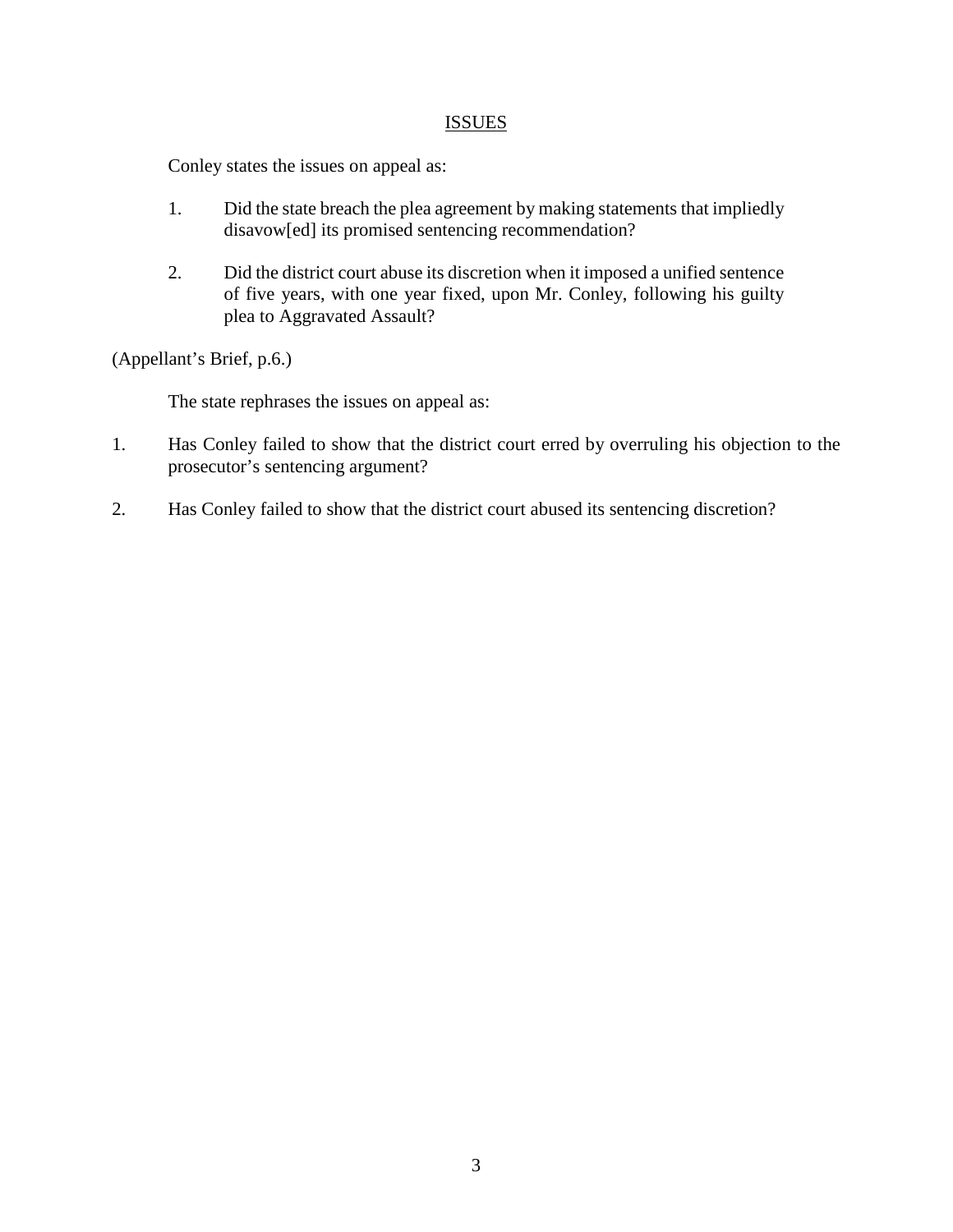## ISSUES

Conley states the issues on appeal as:

1. Did the state breach the plea agreement by making statements that impliedly disavow[ed] its promised sentencing recommendation?

2. Did the district court abuse its discretion when it imposed a unified sentence of five years, with one year fixed, upon Mr. Conley, following his guilty plea to Aggravated Assault?

(Appellant's Brief, p.6.)

The state rephrases the issues on appeal as:

1. Has Conley failed to show that the district court erred by overruling his objection to the prosecutor's sentencing argument?

2. Has Conley failed to show that the district court abused its sentencing discretion?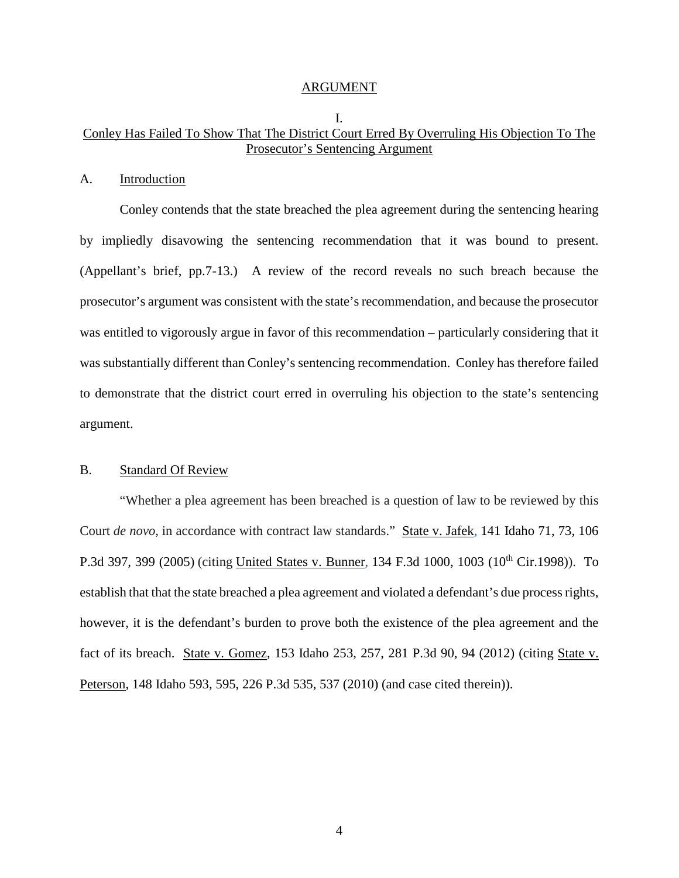# ARGUMENT

## I.
## Conley Has Failed To Show That The District Court Erred By Overruling His Objection To The Prosecutor's Sentencing Argument

### A. Introduction

Conley contends that the state breached the plea agreement during the sentencing hearing by impliedly disavowing the sentencing recommendation that it was bound to present. (Appellant's brief, pp.7-13.) A review of the record reveals no such breach because the prosecutor's argument was consistent with the state's recommendation, and because the prosecutor was entitled to vigorously argue in favor of this recommendation – particularly considering that it was substantially different than Conley's sentencing recommendation. Conley has therefore failed to demonstrate that the district court erred in overruling his objection to the state's sentencing argument.

### B. Standard Of Review

"Whether a plea agreement has been breached is a question of law to be reviewed by this Court *de novo,* in accordance with contract law standards." State v. Jafek, 141 Idaho 71, 73, 106 P.3d 397, 399 (2005) (citing United States v. Bunner, 134 F.3d 1000, 1003 (10th Cir.1998)). To establish that that the state breached a plea agreement and violated a defendant's due process rights, however, it is the defendant's burden to prove both the existence of the plea agreement and the fact of its breach. State v. Gomez, 153 Idaho 253, 257, 281 P.3d 90, 94 (2012) (citing State v. Peterson, 148 Idaho 593, 595, 226 P.3d 535, 537 (2010) (and case cited therein)).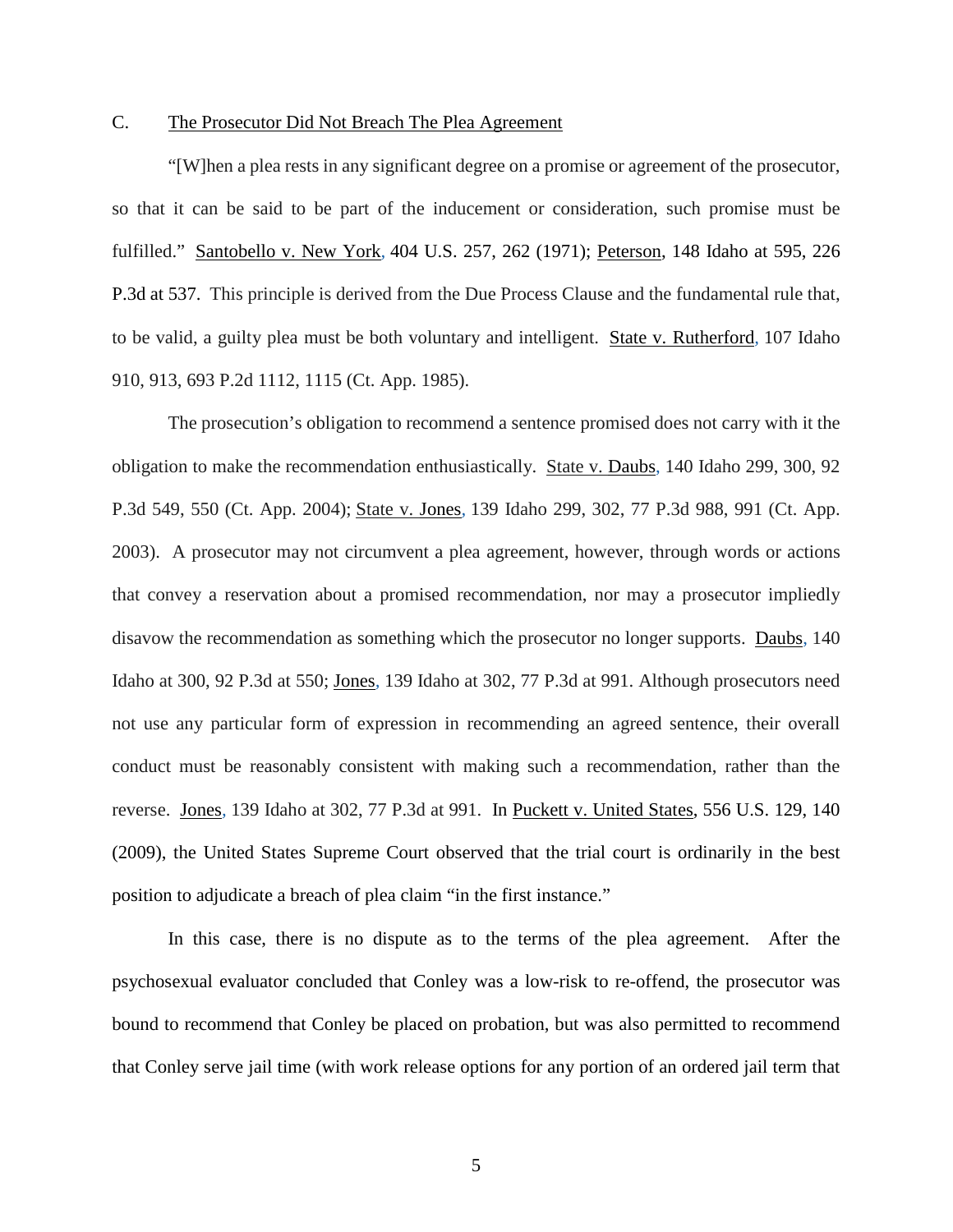C. <u>The Prosecutor Did Not Breach The Plea Agreement</u>

"[W]hen a plea rests in any significant degree on a promise or agreement of the prosecutor, so that it can be said to be part of the inducement or consideration, such promise must be fulfilled." <u>Santobello v. New York</u>, 404 U.S. 257, 262 (1971); <u>Peterson</u>, 148 Idaho at 595, 226 P.3d at 537. This principle is derived from the Due Process Clause and the fundamental rule that, to be valid, a guilty plea must be both voluntary and intelligent. <u>State v. Rutherford</u>, 107 Idaho 910, 913, 693 P.2d 1112, 1115 (Ct. App. 1985).

The prosecution's obligation to recommend a sentence promised does not carry with it the obligation to make the recommendation enthusiastically. <u>State v. Daubs</u>, 140 Idaho 299, 300, 92 P.3d 549, 550 (Ct. App. 2004); <u>State v. Jones</u>, 139 Idaho 299, 302, 77 P.3d 988, 991 (Ct. App. 2003). A prosecutor may not circumvent a plea agreement, however, through words or actions that convey a reservation about a promised recommendation, nor may a prosecutor impliedly disavow the recommendation as something which the prosecutor no longer supports. <u>Daubs</u>, 140 Idaho at 300, 92 P.3d at 550; <u>Jones</u>, 139 Idaho at 302, 77 P.3d at 991. Although prosecutors need not use any particular form of expression in recommending an agreed sentence, their overall conduct must be reasonably consistent with making such a recommendation, rather than the reverse. <u>Jones</u>, 139 Idaho at 302, 77 P.3d at 991. In <u>Puckett v. United States</u>, 556 U.S. 129, 140 (2009), the United States Supreme Court observed that the trial court is ordinarily in the best position to adjudicate a breach of plea claim "in the first instance."

In this case, there is no dispute as to the terms of the plea agreement. After the psychosexual evaluator concluded that Conley was a low-risk to re-offend, the prosecutor was bound to recommend that Conley be placed on probation, but was also permitted to recommend that Conley serve jail time (with work release options for any portion of an ordered jail term that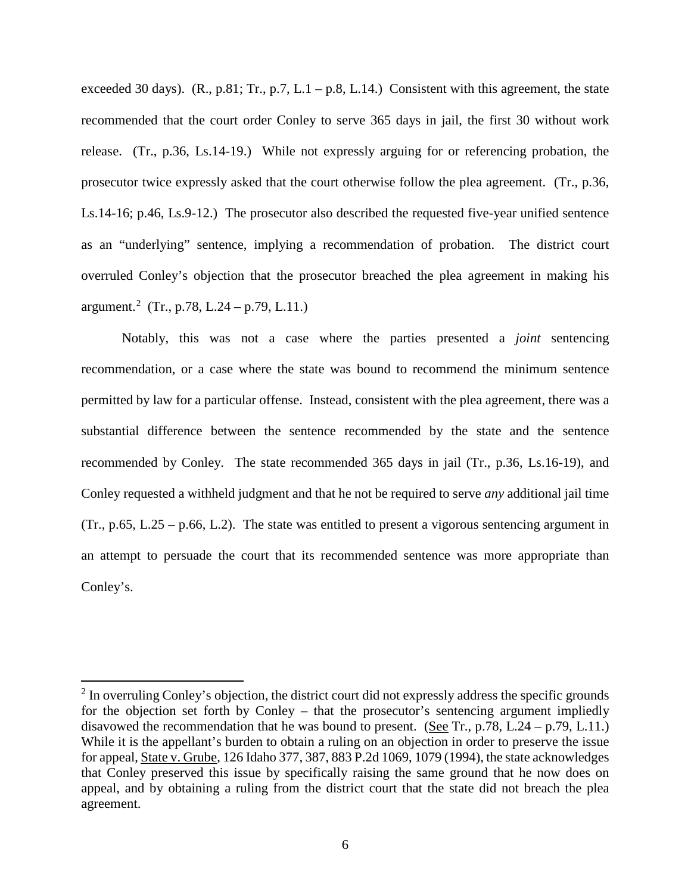exceeded 30 days). (R., p.81; Tr., p.7, L.1 – p.8, L.14.) Consistent with this agreement, the state recommended that the court order Conley to serve 365 days in jail, the first 30 without work release. (Tr., p.36, Ls.14-19.) While not expressly arguing for or referencing probation, the prosecutor twice expressly asked that the court otherwise follow the plea agreement. (Tr., p.36, Ls.14-16; p.46, Ls.9-12.) The prosecutor also described the requested five-year unified sentence as an "underlying" sentence, implying a recommendation of probation. The district court overruled Conley's objection that the prosecutor breached the plea agreement in making his argument.[2] (Tr., p.78, L.24 – p.79, L.11.)

Notably, this was not a case where the parties presented a *joint* sentencing recommendation, or a case where the state was bound to recommend the minimum sentence permitted by law for a particular offense. Instead, consistent with the plea agreement, there was a substantial difference between the sentence recommended by the state and the sentence recommended by Conley. The state recommended 365 days in jail (Tr., p.36, Ls.16-19), and Conley requested a withheld judgment and that he not be required to serve *any* additional jail time (Tr., p.65, L.25 – p.66, L.2). The state was entitled to present a vigorous sentencing argument in an attempt to persuade the court that its recommended sentence was more appropriate than Conley's.

---

[2] In overruling Conley's objection, the district court did not expressly address the specific grounds for the objection set forth by Conley – that the prosecutor's sentencing argument impliedly disavowed the recommendation that he was bound to present. (See Tr., p.78, L.24 – p.79, L.11.) While it is the appellant's burden to obtain a ruling on an objection in order to preserve the issue for appeal, State v. Grube, 126 Idaho 377, 387, 883 P.2d 1069, 1079 (1994), the state acknowledges that Conley preserved this issue by specifically raising the same ground that he now does on appeal, and by obtaining a ruling from the district court that the state did not breach the plea agreement.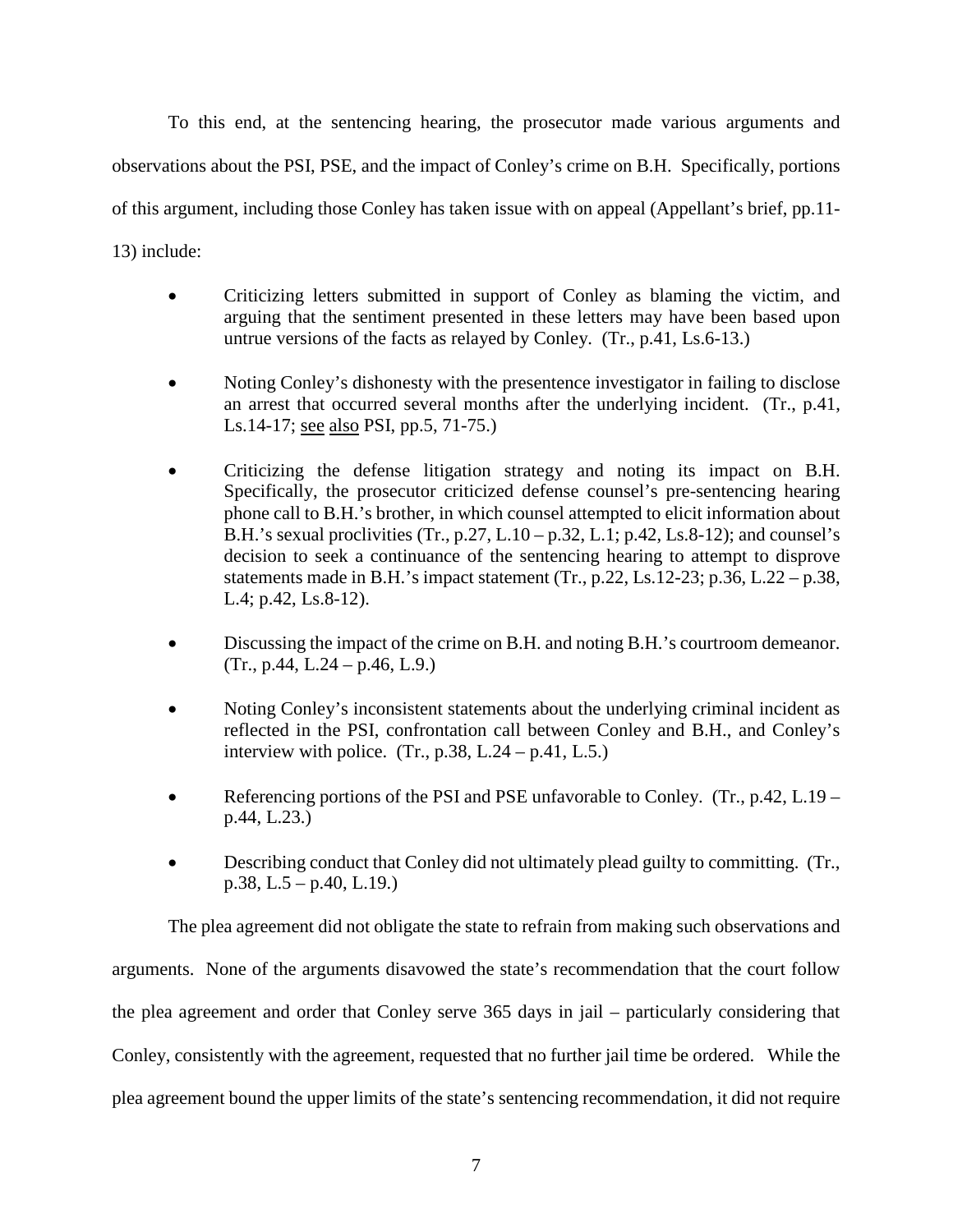To this end, at the sentencing hearing, the prosecutor made various arguments and observations about the PSI, PSE, and the impact of Conley's crime on B.H. Specifically, portions of this argument, including those Conley has taken issue with on appeal (Appellant's brief, pp.11-13) include:

- Criticizing letters submitted in support of Conley as blaming the victim, and arguing that the sentiment presented in these letters may have been based upon untrue versions of the facts as relayed by Conley. (Tr., p.41, Ls.6-13.)

- Noting Conley's dishonesty with the presentence investigator in failing to disclose an arrest that occurred several months after the underlying incident. (Tr., p.41, Ls.14-17; see also PSI, pp.5, 71-75.)

- Criticizing the defense litigation strategy and noting its impact on B.H. Specifically, the prosecutor criticized defense counsel's pre-sentencing hearing phone call to B.H.'s brother, in which counsel attempted to elicit information about B.H.'s sexual proclivities (Tr., p.27, L.10 – p.32, L.1; p.42, Ls.8-12); and counsel's decision to seek a continuance of the sentencing hearing to attempt to disprove statements made in B.H.'s impact statement (Tr., p.22, Ls.12-23; p.36, L.22 – p.38, L.4; p.42, Ls.8-12).

- Discussing the impact of the crime on B.H. and noting B.H.'s courtroom demeanor. (Tr., p.44, L.24 – p.46, L.9.)

- Noting Conley's inconsistent statements about the underlying criminal incident as reflected in the PSI, confrontation call between Conley and B.H., and Conley's interview with police. (Tr., p.38, L.24 – p.41, L.5.)

- Referencing portions of the PSI and PSE unfavorable to Conley. (Tr., p.42, L.19 – p.44, L.23.)

- Describing conduct that Conley did not ultimately plead guilty to committing. (Tr., p.38, L.5 – p.40, L.19.)

The plea agreement did not obligate the state to refrain from making such observations and arguments. None of the arguments disavowed the state's recommendation that the court follow the plea agreement and order that Conley serve 365 days in jail – particularly considering that Conley, consistently with the agreement, requested that no further jail time be ordered. While the plea agreement bound the upper limits of the state's sentencing recommendation, it did not require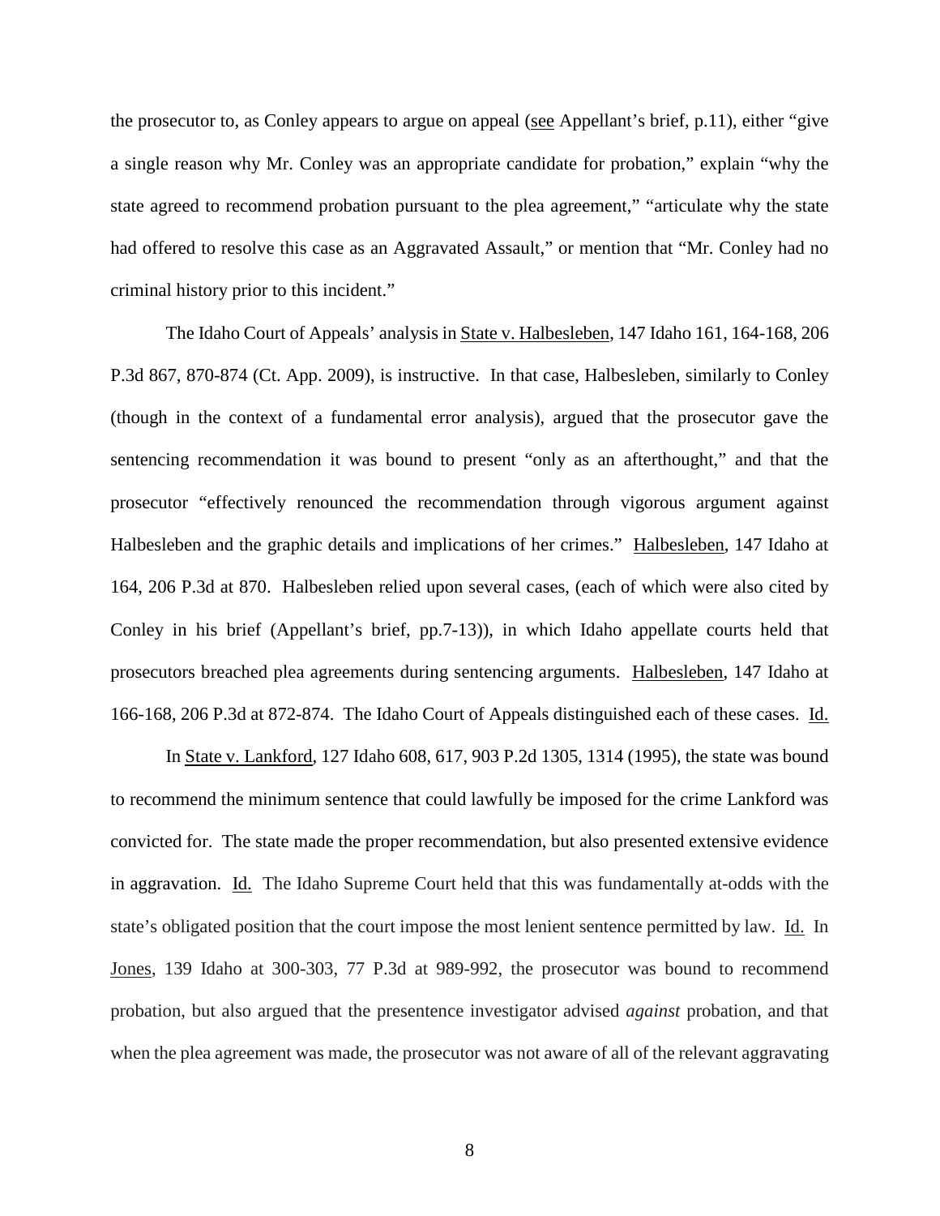the prosecutor to, as Conley appears to argue on appeal (see Appellant's brief, p.11), either "give a single reason why Mr. Conley was an appropriate candidate for probation," explain "why the state agreed to recommend probation pursuant to the plea agreement," "articulate why the state had offered to resolve this case as an Aggravated Assault," or mention that "Mr. Conley had no criminal history prior to this incident."

The Idaho Court of Appeals' analysis in State v. Halbesleben, 147 Idaho 161, 164-168, 206 P.3d 867, 870-874 (Ct. App. 2009), is instructive. In that case, Halbesleben, similarly to Conley (though in the context of a fundamental error analysis), argued that the prosecutor gave the sentencing recommendation it was bound to present "only as an afterthought," and that the prosecutor "effectively renounced the recommendation through vigorous argument against Halbesleben and the graphic details and implications of her crimes." Halbesleben, 147 Idaho at 164, 206 P.3d at 870. Halbesleben relied upon several cases, (each of which were also cited by Conley in his brief (Appellant's brief, pp.7-13)), in which Idaho appellate courts held that prosecutors breached plea agreements during sentencing arguments. Halbesleben, 147 Idaho at 166-168, 206 P.3d at 872-874. The Idaho Court of Appeals distinguished each of these cases. Id.

In State v. Lankford, 127 Idaho 608, 617, 903 P.2d 1305, 1314 (1995), the state was bound to recommend the minimum sentence that could lawfully be imposed for the crime Lankford was convicted for. The state made the proper recommendation, but also presented extensive evidence in aggravation. Id. The Idaho Supreme Court held that this was fundamentally at-odds with the state's obligated position that the court impose the most lenient sentence permitted by law. Id. In Jones, 139 Idaho at 300-303, 77 P.3d at 989-992, the prosecutor was bound to recommend probation, but also argued that the presentence investigator advised *against* probation, and that when the plea agreement was made, the prosecutor was not aware of all of the relevant aggravating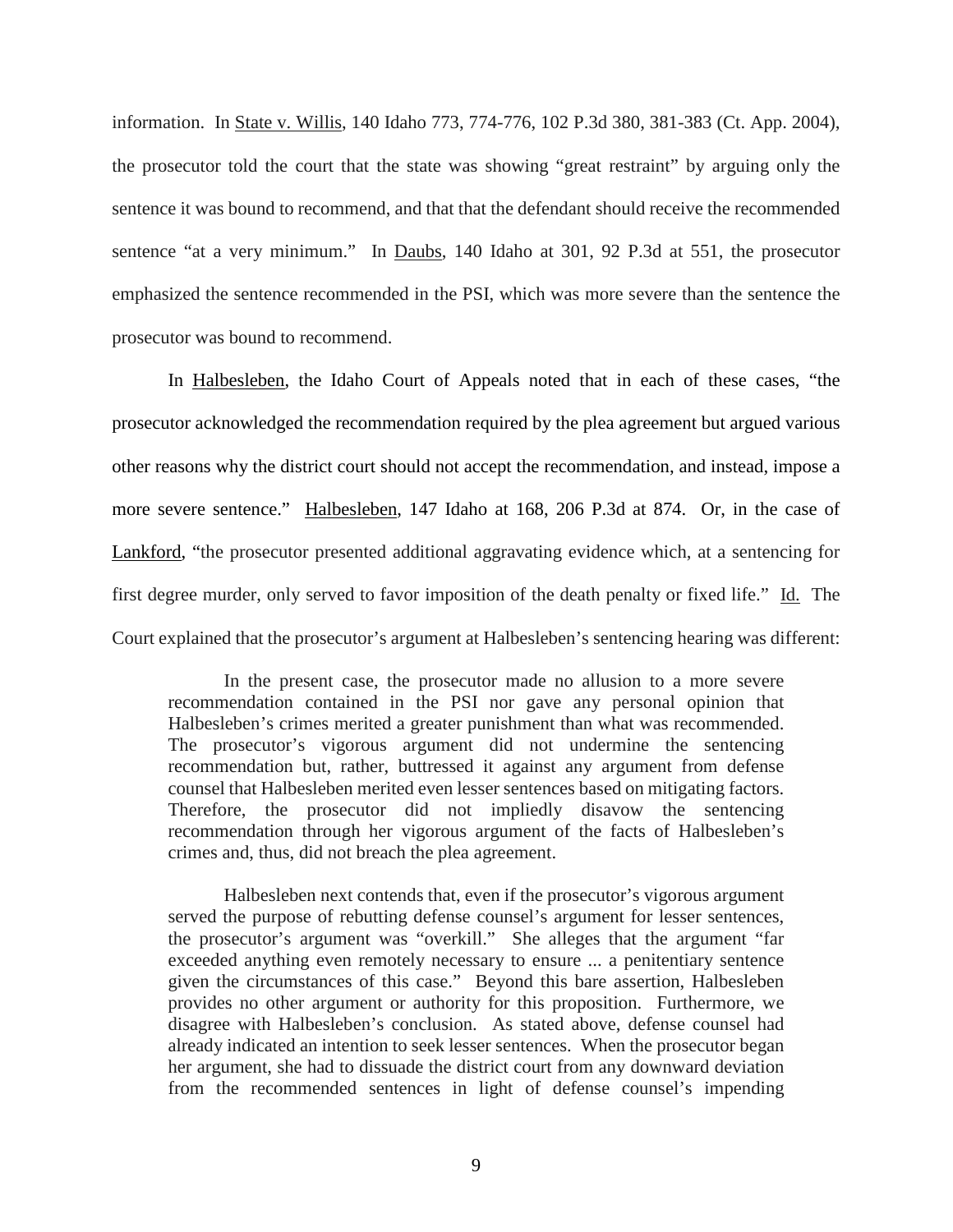information. In State v. Willis, 140 Idaho 773, 774-776, 102 P.3d 380, 381-383 (Ct. App. 2004), the prosecutor told the court that the state was showing "great restraint" by arguing only the sentence it was bound to recommend, and that that the defendant should receive the recommended sentence "at a very minimum." In Daubs, 140 Idaho at 301, 92 P.3d at 551, the prosecutor emphasized the sentence recommended in the PSI, which was more severe than the sentence the prosecutor was bound to recommend.

In Halbesleben, the Idaho Court of Appeals noted that in each of these cases, "the prosecutor acknowledged the recommendation required by the plea agreement but argued various other reasons why the district court should not accept the recommendation, and instead, impose a more severe sentence." Halbesleben, 147 Idaho at 168, 206 P.3d at 874. Or, in the case of Lankford, "the prosecutor presented additional aggravating evidence which, at a sentencing for first degree murder, only served to favor imposition of the death penalty or fixed life." Id. The Court explained that the prosecutor's argument at Halbesleben's sentencing hearing was different:

> In the present case, the prosecutor made no allusion to a more severe recommendation contained in the PSI nor gave any personal opinion that Halbesleben's crimes merited a greater punishment than what was recommended. The prosecutor's vigorous argument did not undermine the sentencing recommendation but, rather, buttressed it against any argument from defense counsel that Halbesleben merited even lesser sentences based on mitigating factors. Therefore, the prosecutor did not impliedly disavow the sentencing recommendation through her vigorous argument of the facts of Halbesleben's crimes and, thus, did not breach the plea agreement.
>
> Halbesleben next contends that, even if the prosecutor's vigorous argument served the purpose of rebutting defense counsel's argument for lesser sentences, the prosecutor's argument was "overkill." She alleges that the argument "far exceeded anything even remotely necessary to ensure ... a penitentiary sentence given the circumstances of this case." Beyond this bare assertion, Halbesleben provides no other argument or authority for this proposition. Furthermore, we disagree with Halbesleben's conclusion. As stated above, defense counsel had already indicated an intention to seek lesser sentences. When the prosecutor began her argument, she had to dissuade the district court from any downward deviation from the recommended sentences in light of defense counsel's impending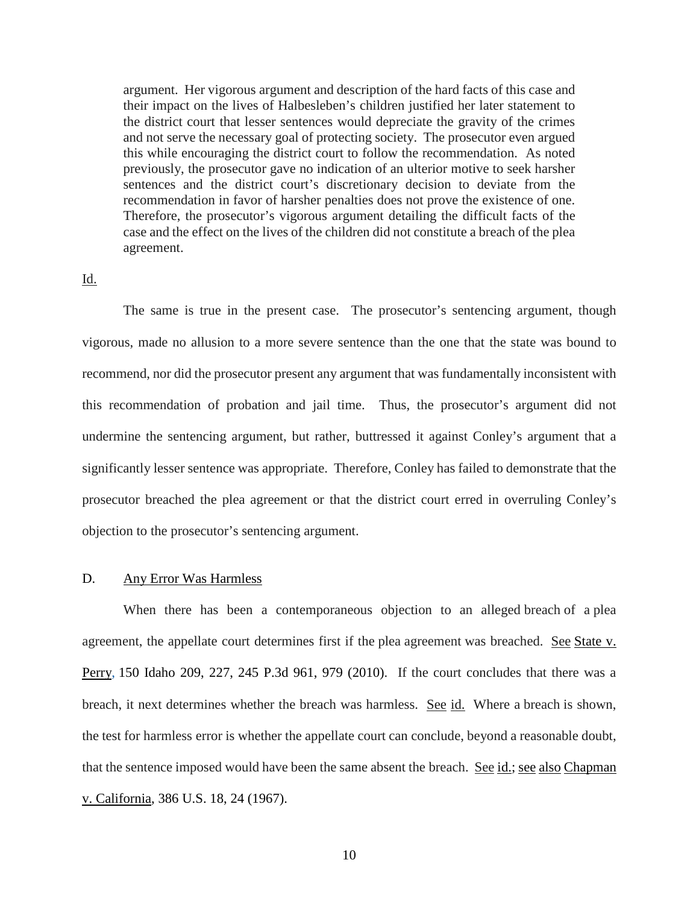> argument. Her vigorous argument and description of the hard facts of this case and their impact on the lives of Halbesleben's children justified her later statement to the district court that lesser sentences would depreciate the gravity of the crimes and not serve the necessary goal of protecting society. The prosecutor even argued this while encouraging the district court to follow the recommendation. As noted previously, the prosecutor gave no indication of an ulterior motive to seek harsher sentences and the district court's discretionary decision to deviate from the recommendation in favor of harsher penalties does not prove the existence of one. Therefore, the prosecutor's vigorous argument detailing the difficult facts of the case and the effect on the lives of the children did not constitute a breach of the plea agreement.

Id.

The same is true in the present case. The prosecutor's sentencing argument, though vigorous, made no allusion to a more severe sentence than the one that the state was bound to recommend, nor did the prosecutor present any argument that was fundamentally inconsistent with this recommendation of probation and jail time. Thus, the prosecutor's argument did not undermine the sentencing argument, but rather, buttressed it against Conley's argument that a significantly lesser sentence was appropriate. Therefore, Conley has failed to demonstrate that the prosecutor breached the plea agreement or that the district court erred in overruling Conley's objection to the prosecutor's sentencing argument.

D. Any Error Was Harmless

When there has been a contemporaneous objection to an alleged breach of a plea agreement, the appellate court determines first if the plea agreement was breached. See State v. Perry, 150 Idaho 209, 227, 245 P.3d 961, 979 (2010). If the court concludes that there was a breach, it next determines whether the breach was harmless. See id. Where a breach is shown, the test for harmless error is whether the appellate court can conclude, beyond a reasonable doubt, that the sentence imposed would have been the same absent the breach. See id.; see also Chapman v. California, 386 U.S. 18, 24 (1967).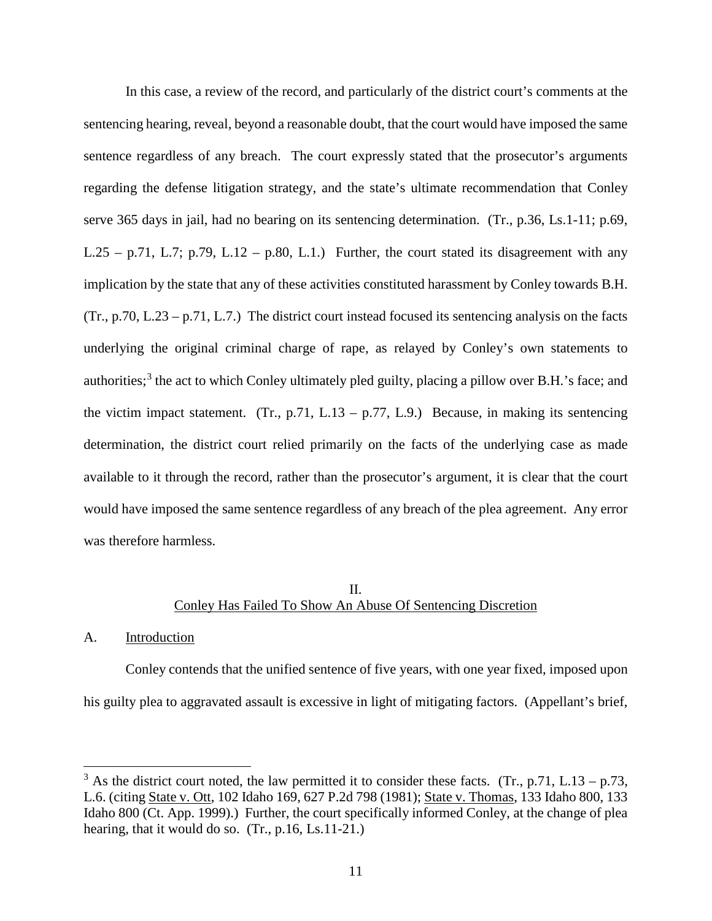In this case, a review of the record, and particularly of the district court's comments at the sentencing hearing, reveal, beyond a reasonable doubt, that the court would have imposed the same sentence regardless of any breach. The court expressly stated that the prosecutor's arguments regarding the defense litigation strategy, and the state's ultimate recommendation that Conley serve 365 days in jail, had no bearing on its sentencing determination. (Tr., p.36, Ls.1-11; p.69, L.25 – p.71, L.7; p.79, L.12 – p.80, L.1.) Further, the court stated its disagreement with any implication by the state that any of these activities constituted harassment by Conley towards B.H. (Tr., p.70, L.23 – p.71, L.7.) The district court instead focused its sentencing analysis on the facts underlying the original criminal charge of rape, as relayed by Conley's own statements to authorities;[3] the act to which Conley ultimately pled guilty, placing a pillow over B.H.'s face; and the victim impact statement. (Tr., p.71, L.13 – p.77, L.9.) Because, in making its sentencing determination, the district court relied primarily on the facts of the underlying case as made available to it through the record, rather than the prosecutor's argument, it is clear that the court would have imposed the same sentence regardless of any breach of the plea agreement. Any error was therefore harmless.

## II.
## Conley Has Failed To Show An Abuse Of Sentencing Discretion

### A. Introduction

Conley contends that the unified sentence of five years, with one year fixed, imposed upon his guilty plea to aggravated assault is excessive in light of mitigating factors. (Appellant's brief,

---

[3] As the district court noted, the law permitted it to consider these facts. (Tr., p.71, L.13 – p.73, L.6. (citing State v. Ott, 102 Idaho 169, 627 P.2d 798 (1981); State v. Thomas, 133 Idaho 800, 133 Idaho 800 (Ct. App. 1999).) Further, the court specifically informed Conley, at the change of plea hearing, that it would do so. (Tr., p.16, Ls.11-21.)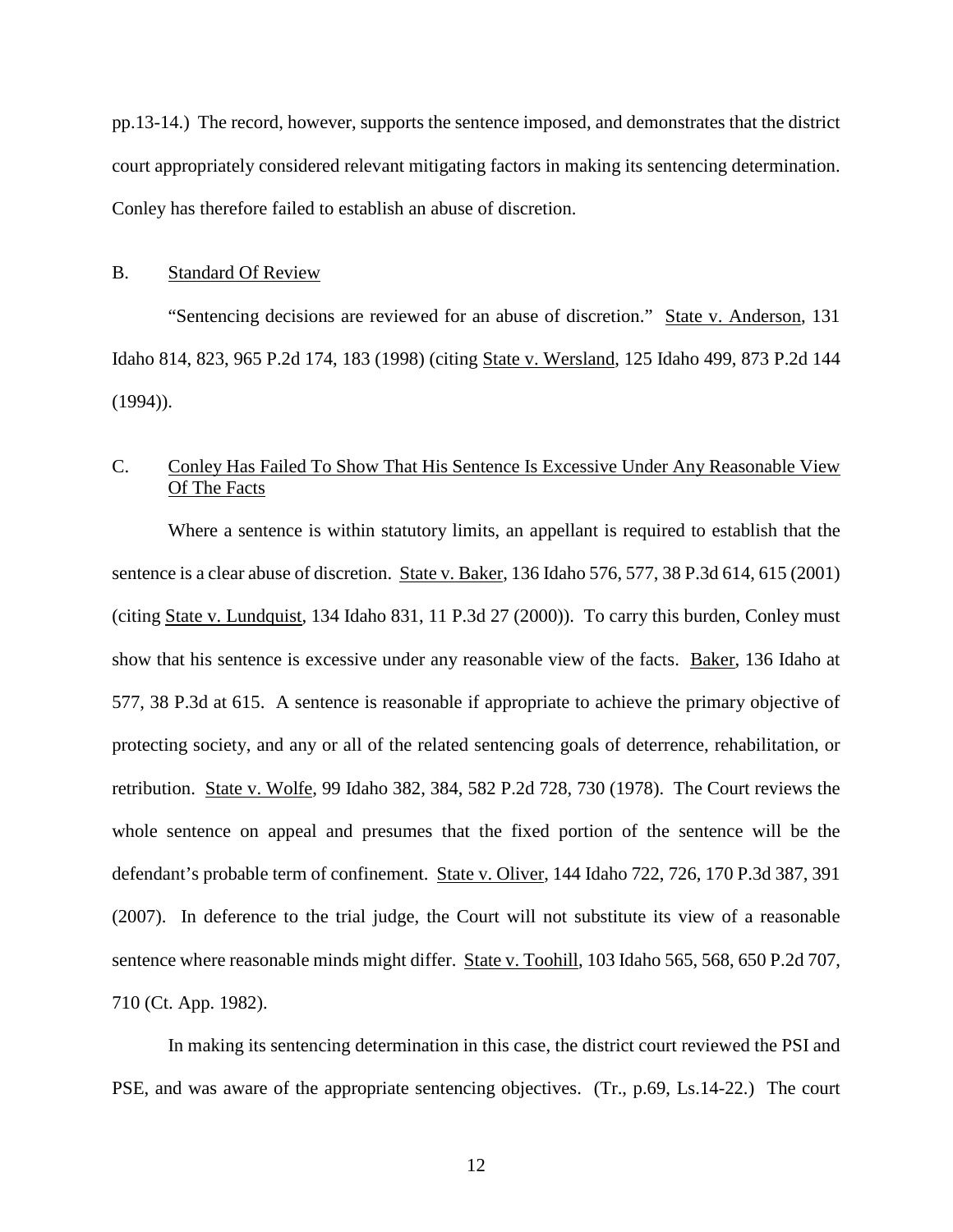pp.13-14.) The record, however, supports the sentence imposed, and demonstrates that the district court appropriately considered relevant mitigating factors in making its sentencing determination. Conley has therefore failed to establish an abuse of discretion.

B. Standard Of Review

"Sentencing decisions are reviewed for an abuse of discretion." State v. Anderson, 131 Idaho 814, 823, 965 P.2d 174, 183 (1998) (citing State v. Wersland, 125 Idaho 499, 873 P.2d 144 (1994)).

C. Conley Has Failed To Show That His Sentence Is Excessive Under Any Reasonable View Of The Facts

Where a sentence is within statutory limits, an appellant is required to establish that the sentence is a clear abuse of discretion. State v. Baker, 136 Idaho 576, 577, 38 P.3d 614, 615 (2001) (citing State v. Lundquist, 134 Idaho 831, 11 P.3d 27 (2000)). To carry this burden, Conley must show that his sentence is excessive under any reasonable view of the facts. Baker, 136 Idaho at 577, 38 P.3d at 615. A sentence is reasonable if appropriate to achieve the primary objective of protecting society, and any or all of the related sentencing goals of deterrence, rehabilitation, or retribution. State v. Wolfe, 99 Idaho 382, 384, 582 P.2d 728, 730 (1978). The Court reviews the whole sentence on appeal and presumes that the fixed portion of the sentence will be the defendant's probable term of confinement. State v. Oliver, 144 Idaho 722, 726, 170 P.3d 387, 391 (2007). In deference to the trial judge, the Court will not substitute its view of a reasonable sentence where reasonable minds might differ. State v. Toohill, 103 Idaho 565, 568, 650 P.2d 707, 710 (Ct. App. 1982).

In making its sentencing determination in this case, the district court reviewed the PSI and PSE, and was aware of the appropriate sentencing objectives. (Tr., p.69, Ls.14-22.) The court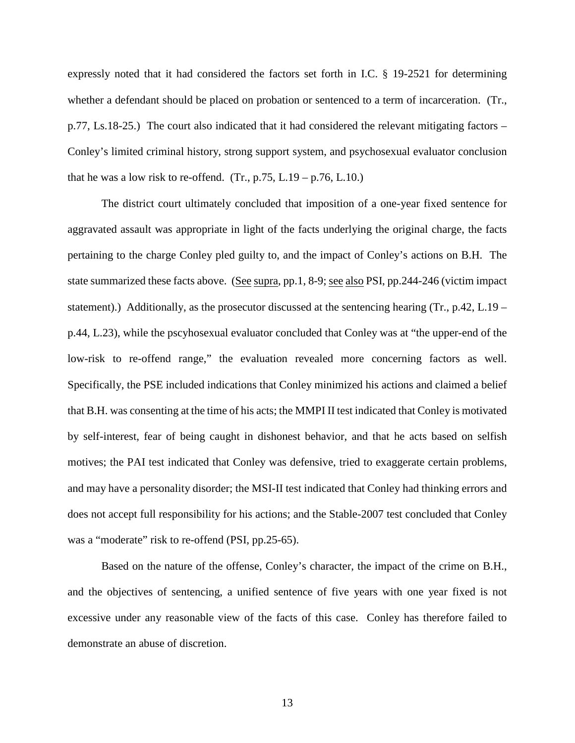expressly noted that it had considered the factors set forth in I.C. § 19-2521 for determining whether a defendant should be placed on probation or sentenced to a term of incarceration. (Tr., p.77, Ls.18-25.) The court also indicated that it had considered the relevant mitigating factors – Conley's limited criminal history, strong support system, and psychosexual evaluator conclusion that he was a low risk to re-offend. (Tr., p.75, L.19 – p.76, L.10.)

The district court ultimately concluded that imposition of a one-year fixed sentence for aggravated assault was appropriate in light of the facts underlying the original charge, the facts pertaining to the charge Conley pled guilty to, and the impact of Conley's actions on B.H. The state summarized these facts above. (See supra, pp.1, 8-9; see also PSI, pp.244-246 (victim impact statement).) Additionally, as the prosecutor discussed at the sentencing hearing (Tr., p.42, L.19 – p.44, L.23), while the pscyhosexual evaluator concluded that Conley was at "the upper-end of the low-risk to re-offend range," the evaluation revealed more concerning factors as well. Specifically, the PSE included indications that Conley minimized his actions and claimed a belief that B.H. was consenting at the time of his acts; the MMPI II test indicated that Conley is motivated by self-interest, fear of being caught in dishonest behavior, and that he acts based on selfish motives; the PAI test indicated that Conley was defensive, tried to exaggerate certain problems, and may have a personality disorder; the MSI-II test indicated that Conley had thinking errors and does not accept full responsibility for his actions; and the Stable-2007 test concluded that Conley was a "moderate" risk to re-offend (PSI, pp.25-65).

Based on the nature of the offense, Conley's character, the impact of the crime on B.H., and the objectives of sentencing, a unified sentence of five years with one year fixed is not excessive under any reasonable view of the facts of this case. Conley has therefore failed to demonstrate an abuse of discretion.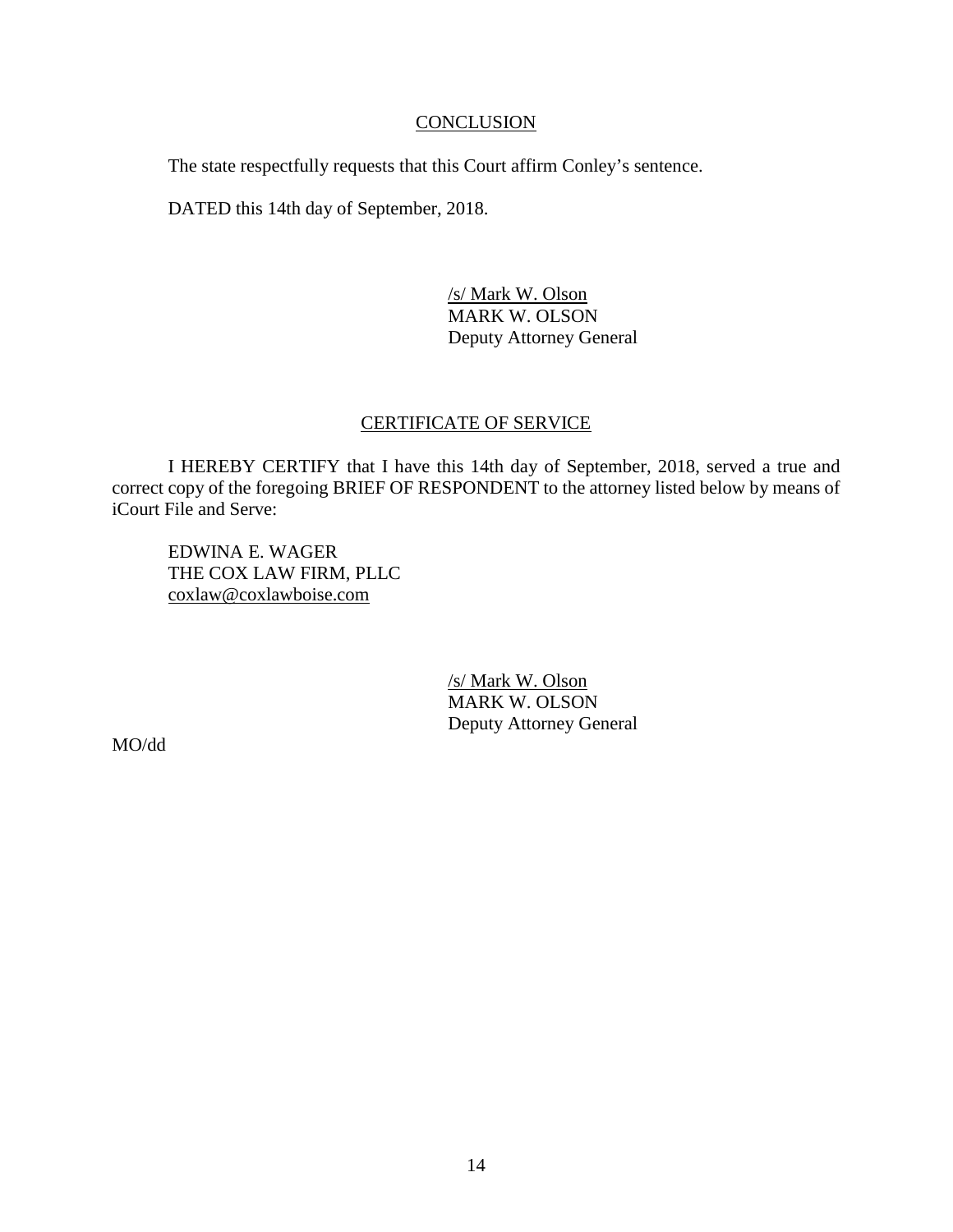## CONCLUSION

The state respectfully requests that this Court affirm Conley's sentence.

DATED this 14th day of September, 2018.

/s/ Mark W. Olson
MARK W. OLSON
Deputy Attorney General

## CERTIFICATE OF SERVICE

I HEREBY CERTIFY that I have this 14th day of September, 2018, served a true and correct copy of the foregoing BRIEF OF RESPONDENT to the attorney listed below by means of iCourt File and Serve:

EDWINA E. WAGER
THE COX LAW FIRM, PLLC
coxlaw@coxlawboise.com

/s/ Mark W. Olson
MARK W. OLSON
Deputy Attorney General

MO/dd